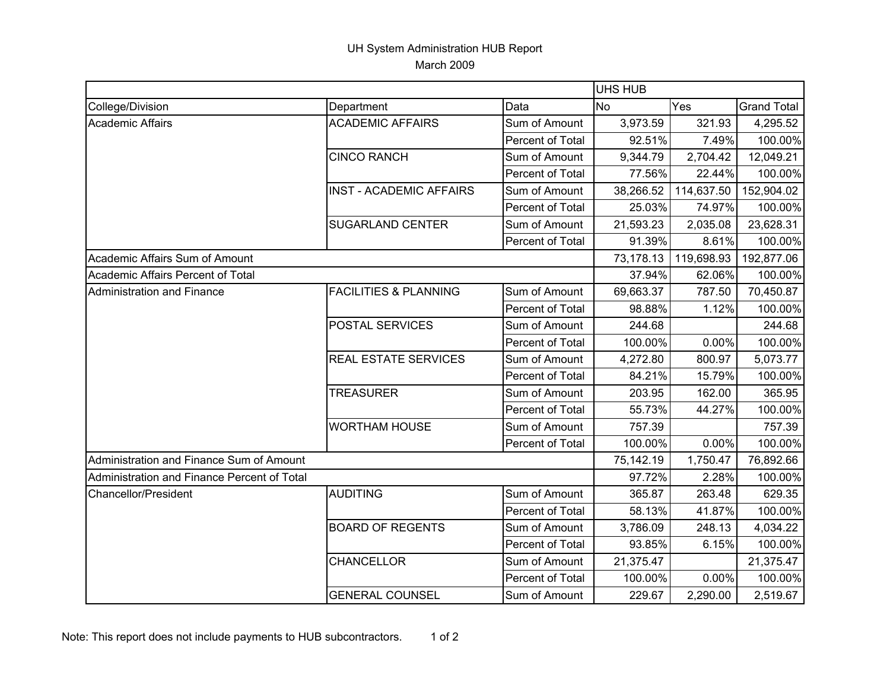# UH System Administration HUB Report

March 2009

| | | | UHS HUB | | |
|---|---|---|---|---|---|
| College/Division | Department | Data | No | Yes | Grand Total |
| Academic Affairs | ACADEMIC AFFAIRS | Sum of Amount | 3,973.59 | 321.93 | 4,295.52 |
| | | Percent of Total | 92.51% | 7.49% | 100.00% |
| | CINCO RANCH | Sum of Amount | 9,344.79 | 2,704.42 | 12,049.21 |
| | | Percent of Total | 77.56% | 22.44% | 100.00% |
| | INST - ACADEMIC AFFAIRS | Sum of Amount | 38,266.52 | 114,637.50 | 152,904.02 |
| | | Percent of Total | 25.03% | 74.97% | 100.00% |
| | SUGARLAND CENTER | Sum of Amount | 21,593.23 | 2,035.08 | 23,628.31 |
| | | Percent of Total | 91.39% | 8.61% | 100.00% |
| Academic Affairs Sum of Amount | | | 73,178.13 | 119,698.93 | 192,877.06 |
| Academic Affairs Percent of Total | | | 37.94% | 62.06% | 100.00% |
| Administration and Finance | FACILITIES & PLANNING | Sum of Amount | 69,663.37 | 787.50 | 70,450.87 |
| | | Percent of Total | 98.88% | 1.12% | 100.00% |
| | POSTAL SERVICES | Sum of Amount | 244.68 | | 244.68 |
| | | Percent of Total | 100.00% | 0.00% | 100.00% |
| | REAL ESTATE SERVICES | Sum of Amount | 4,272.80 | 800.97 | 5,073.77 |
| | | Percent of Total | 84.21% | 15.79% | 100.00% |
| | TREASURER | Sum of Amount | 203.95 | 162.00 | 365.95 |
| | | Percent of Total | 55.73% | 44.27% | 100.00% |
| | WORTHAM HOUSE | Sum of Amount | 757.39 | | 757.39 |
| | | Percent of Total | 100.00% | 0.00% | 100.00% |
| Administration and Finance Sum of Amount | | | 75,142.19 | 1,750.47 | 76,892.66 |
| Administration and Finance Percent of Total | | | 97.72% | 2.28% | 100.00% |
| Chancellor/President | AUDITING | Sum of Amount | 365.87 | 263.48 | 629.35 |
| | | Percent of Total | 58.13% | 41.87% | 100.00% |
| | BOARD OF REGENTS | Sum of Amount | 3,786.09 | 248.13 | 4,034.22 |
| | | Percent of Total | 93.85% | 6.15% | 100.00% |
| | CHANCELLOR | Sum of Amount | 21,375.47 | | 21,375.47 |
| | | Percent of Total | 100.00% | 0.00% | 100.00% |
| | GENERAL COUNSEL | Sum of Amount | 229.67 | 2,290.00 | 2,519.67 |

Note: This report does not include payments to HUB subcontractors.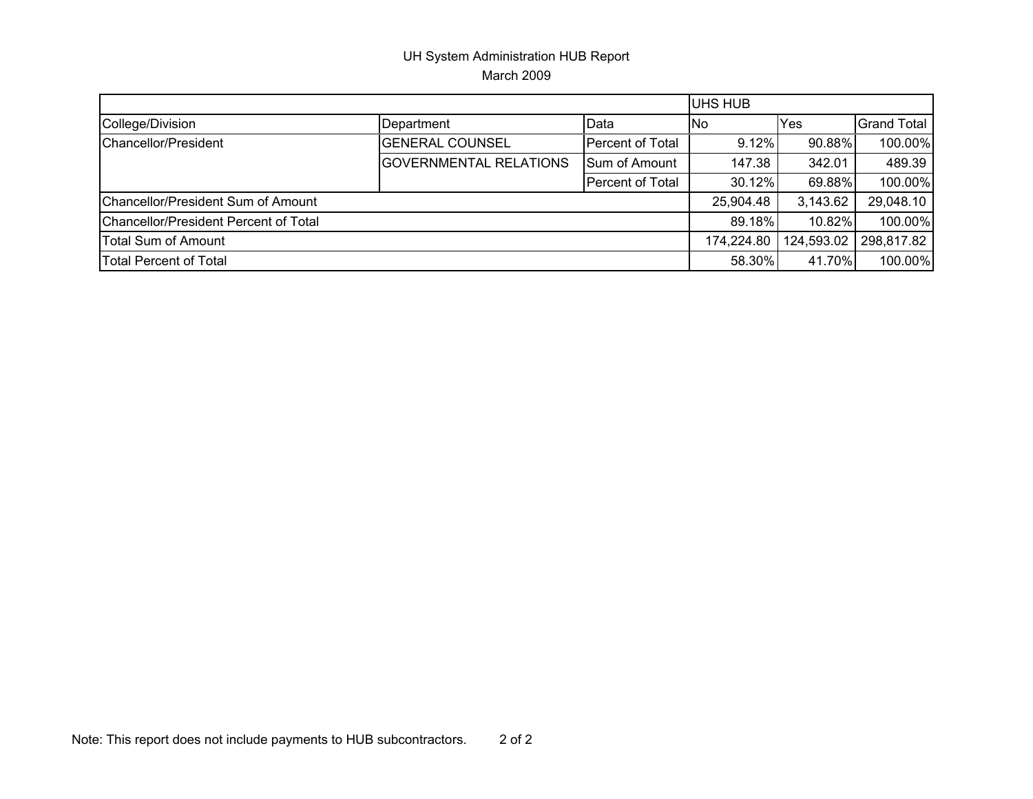# UH System Administration HUB Report

March 2009

| | | | UHS HUB | | |
|---|---|---|---|---|---|
| College/Division | Department | Data | No | Yes | Grand Total |
| Chancellor/President | GENERAL COUNSEL | Percent of Total | 9.12% | 90.88% | 100.00% |
| | GOVERNMENTAL RELATIONS | Sum of Amount | 147.38 | 342.01 | 489.39 |
| | | Percent of Total | 30.12% | 69.88% | 100.00% |
| Chancellor/President Sum of Amount | | | 25,904.48 | 3,143.62 | 29,048.10 |
| Chancellor/President Percent of Total | | | 89.18% | 10.82% | 100.00% |
| Total Sum of Amount | | | 174,224.80 | 124,593.02 | 298,817.82 |
| Total Percent of Total | | | 58.30% | 41.70% | 100.00% |

Note: This report does not include payments to HUB subcontractors.